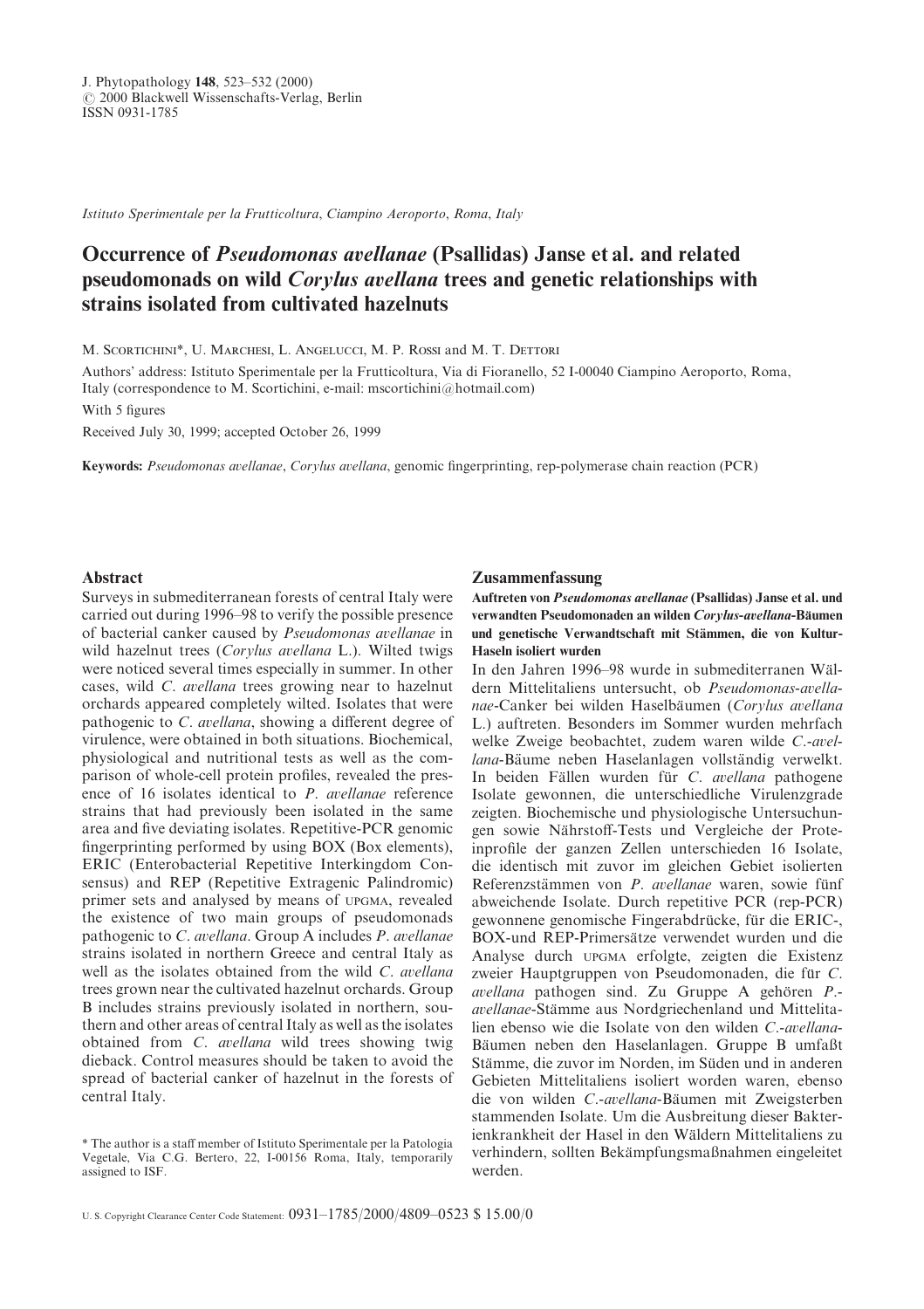J. Phytopathology **148**, 523–532 (2000)
© 2000 Blackwell Wissenschafts-Verlag, Berlin
ISSN 0931-1785

*Istituto Sperimentale per la Frutticoltura, Ciampino Aeroporto, Roma, Italy*

# Occurrence of *Pseudomonas avellanae* (Psallidas) Janse et al. and related pseudomonads on wild *Corylus avellana* trees and genetic relationships with strains isolated from cultivated hazelnuts

M. Scortichini*, U. Marchesi, L. Angelucci, M. P. Rossi and M. T. Dettori

Authors' address: Istituto Sperimentale per la Frutticoltura, Via di Fioranello, 52 I-00040 Ciampino Aeroporto, Roma, Italy (correspondence to M. Scortichini, e-mail: mscortichini@hotmail.com)

With 5 figures

Received July 30, 1999; accepted October 26, 1999

**Keywords:** *Pseudomonas avellanae*, *Corylus avellana*, genomic fingerprinting, rep-polymerase chain reaction (PCR)

## Abstract

Surveys in submediterranean forests of central Italy were carried out during 1996–98 to verify the possible presence of bacterial canker caused by *Pseudomonas avellanae* in wild hazelnut trees (*Corylus avellana* L.). Wilted twigs were noticed several times especially in summer. In other cases, wild *C. avellana* trees growing near to hazelnut orchards appeared completely wilted. Isolates that were pathogenic to *C. avellana*, showing a different degree of virulence, were obtained in both situations. Biochemical, physiological and nutritional tests as well as the comparison of whole-cell protein profiles, revealed the presence of 16 isolates identical to *P. avellanae* reference strains that had previously been isolated in the same area and five deviating isolates. Repetitive-PCR genomic fingerprinting performed by using BOX (Box elements), ERIC (Enterobacterial Repetitive Interkingdom Consensus) and REP (Repetitive Extragenic Palindromic) primer sets and analysed by means of UPGMA, revealed the existence of two main groups of pseudomonads pathogenic to *C. avellana*. Group A includes *P. avellanae* strains isolated in northern Greece and central Italy as well as the isolates obtained from the wild *C. avellana* trees grown near the cultivated hazelnut orchards. Group B includes strains previously isolated in northern, southern and other areas of central Italy as well as the isolates obtained from *C. avellana* wild trees showing twig dieback. Control measures should be taken to avoid the spread of bacterial canker of hazelnut in the forests of central Italy.

\* The author is a staff member of Istituto Sperimentale per la Patologia Vegetale, Via C.G. Bertero, 22, I-00156 Roma, Italy, temporarily assigned to ISF.

## Zusammenfassung

**Auftreten von *Pseudomonas avellanae* (Psallidas) Janse et al. und verwandten Pseudomonaden an wilden *Corylus-avellana*-Bäumen und genetische Verwandtschaft mit Stämmen, die von Kultur-Haseln isoliert wurden**

In den Jahren 1996–98 wurde in submediterranen Wäldern Mittelitaliens untersucht, ob *Pseudomonas-avellanae*-Canker bei wilden Haselbäumen (*Corylus avellana* L.) auftreten. Besonders im Sommer wurden mehrfach welke Zweige beobachtet, zudem waren wilde *C.-avellana*-Bäume neben Haselanlagen vollständig verwelkt. In beiden Fällen wurden für *C. avellana* pathogene Isolate gewonnen, die unterschiedliche Virulenzgrade zeigten. Biochemische und physiologische Untersuchungen sowie Nährstoff-Tests und Vergleiche der Proteinprofile der ganzen Zellen unterschieden 16 Isolate, die identisch mit zuvor im gleichen Gebiet isolierten Referenzstämmen von *P. avellanae* waren, sowie fünf abweichende Isolate. Durch repetitive PCR (rep-PCR) gewonnene genomische Fingerabdrücke, für die ERIC-, BOX-und REP-Primersätze verwendet wurden und die Analyse durch UPGMA erfolgte, zeigten die Existenz zweier Hauptgruppen von Pseudomonaden, die für *C. avellana* pathogen sind. Zu Gruppe A gehören *P.-avellanae*-Stämme aus Nordgriechenland und Mittelitalien ebenso wie die Isolate von den wilden *C.-avellana*-Bäumen neben den Haselanlagen. Gruppe B umfaßt Stämme, die zuvor im Norden, im Süden und in anderen Gebieten Mittelitaliens isoliert worden waren, ebenso die von wilden *C.-avellana*-Bäumen mit Zweigsterben stammenden Isolate. Um die Ausbreitung dieser Bakterienkrankheit der Hasel in den Wäldern Mittelitaliens zu verhindern, sollten Bekämpfungsmaßnahmen eingeleitet werden.

U. S. Copyright Clearance Center Code Statement: 0931–1785/2000/4809–0523 $ 15.00/0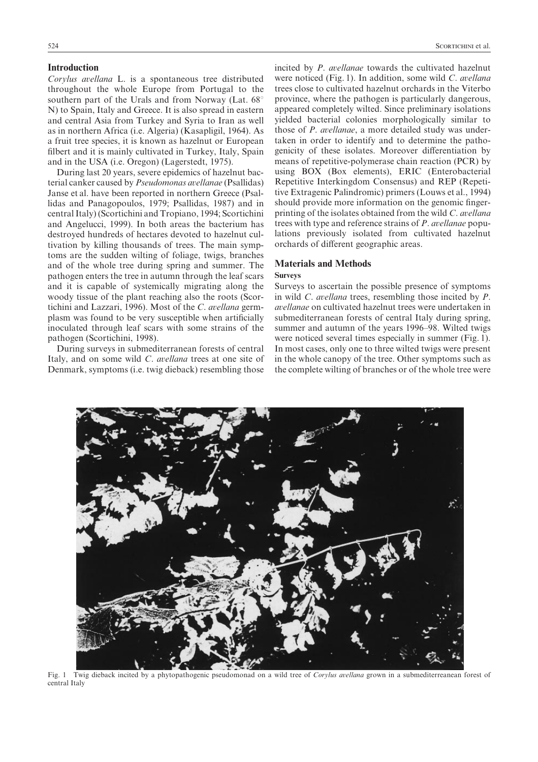## Introduction

*Corylus avellana* L. is a spontaneous tree distributed throughout the whole Europe from Portugal to the southern part of the Urals and from Norway (Lat. 68° N) to Spain, Italy and Greece. It is also spread in eastern and central Asia from Turkey and Syria to Iran as well as in northern Africa (i.e. Algeria) (Kasapligil, 1964). As a fruit tree species, it is known as hazelnut or European filbert and it is mainly cultivated in Turkey, Italy, Spain and in the USA (i.e. Oregon) (Lagerstedt, 1975).

During last 20 years, severe epidemics of hazelnut bacterial canker caused by *Pseudomonas avellanae* (Psallidas) Janse et al. have been reported in northern Greece (Psallidas and Panagopoulos, 1979; Psallidas, 1987) and in central Italy) (Scortichini and Tropiano, 1994; Scortichini and Angelucci, 1999). In both areas the bacterium has destroyed hundreds of hectares devoted to hazelnut cultivation by killing thousands of trees. The main symptoms are the sudden wilting of foliage, twigs, branches and of the whole tree during spring and summer. The pathogen enters the tree in autumn through the leaf scars and it is capable of systemically migrating along the woody tissue of the plant reaching also the roots (Scortichini and Lazzari, 1996). Most of the *C. avellana* germplasm was found to be very susceptible when artificially inoculated through leaf scars with some strains of the pathogen (Scortichini, 1998).

During surveys in submediterranean forests of central Italy, and on some wild *C. avellana* trees at one site of Denmark, symptoms (i.e. twig dieback) resembling those incited by *P. avellanae* towards the cultivated hazelnut were noticed (Fig. 1). In addition, some wild *C. avellana* trees close to cultivated hazelnut orchards in the Viterbo province, where the pathogen is particularly dangerous, appeared completely wilted. Since preliminary isolations yielded bacterial colonies morphologically similar to those of *P. avellanae*, a more detailed study was undertaken in order to identify and to determine the pathogenicity of these isolates. Moreover differentiation by means of repetitive-polymerase chain reaction (PCR) by using BOX (Box elements), ERIC (Enterobacterial Repetitive Interkingdom Consensus) and REP (Repetitive Extragenic Palindromic) primers (Louws et al., 1994) should provide more information on the genomic fingerprinting of the isolates obtained from the wild *C. avellana* trees with type and reference strains of *P. avellanae* populations previously isolated from cultivated hazelnut orchards of different geographic areas.

## Materials and Methods

### Surveys

Surveys to ascertain the possible presence of symptoms in wild *C. avellana* trees, resembling those incited by *P. avellanae* on cultivated hazelnut trees were undertaken in submediterranean forests of central Italy during spring, summer and autumn of the years 1996–98. Wilted twigs were noticed several times especially in summer (Fig. 1). In most cases, only one to three wilted twigs were present in the whole canopy of the tree. Other symptoms such as the complete wilting of branches or of the whole tree were

Fig. 1 Twig dieback incited by a phytopathogenic pseudomonad on a wild tree of *Corylus avellana* grown in a submediterreanean forest of central Italy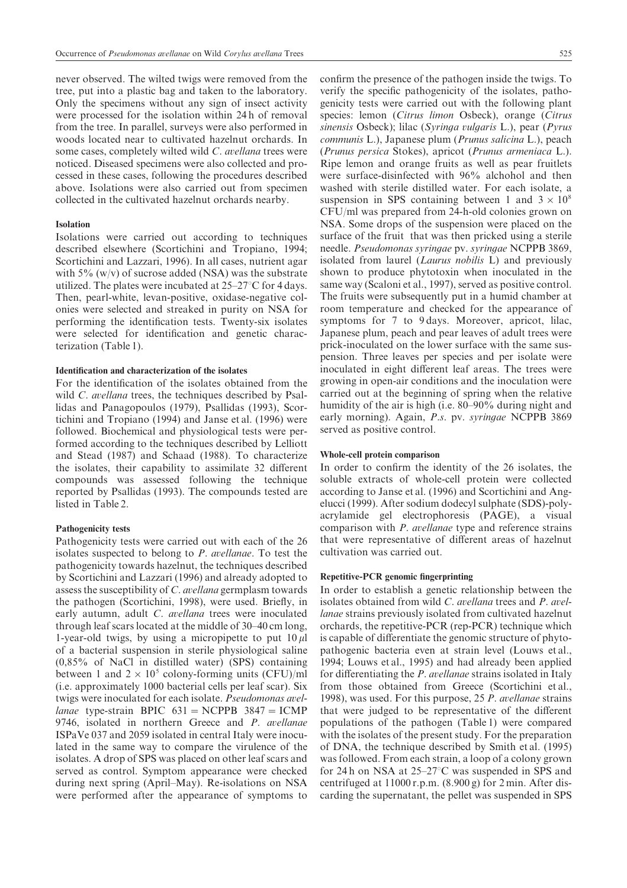never observed. The wilted twigs were removed from the tree, put into a plastic bag and taken to the laboratory. Only the specimens without any sign of insect activity were processed for the isolation within 24 h of removal from the tree. In parallel, surveys were also performed in woods located near to cultivated hazelnut orchards. In some cases, completely wilted wild *C. avellana* trees were noticed. Diseased specimens were also collected and processed in these cases, following the procedures described above. Isolations were also carried out from specimen collected in the cultivated hazelnut orchards nearby.

### Isolation

Isolations were carried out according to techniques described elsewhere (Scortichini and Tropiano, 1994; Scortichini and Lazzari, 1996). In all cases, nutrient agar with 5% (w/v) of sucrose added (NSA) was the substrate utilized. The plates were incubated at 25–27°C for 4 days. Then, pearl-white, levan-positive, oxidase-negative colonies were selected and streaked in purity on NSA for performing the identification tests. Twenty-six isolates were selected for identification and genetic characterization (Table 1).

### Identification and characterization of the isolates

For the identification of the isolates obtained from the wild *C. avellana* trees, the techniques described by Psallidas and Panagopoulos (1979), Psallidas (1993), Scortichini and Tropiano (1994) and Janse et al. (1996) were followed. Biochemical and physiological tests were performed according to the techniques described by Lelliott and Stead (1987) and Schaad (1988). To characterize the isolates, their capability to assimilate 32 different compounds was assessed following the technique reported by Psallidas (1993). The compounds tested are listed in Table 2.

### Pathogenicity tests

Pathogenicity tests were carried out with each of the 26 isolates suspected to belong to *P. avellanae*. To test the pathogenicity towards hazelnut, the techniques described by Scortichini and Lazzari (1996) and already adopted to assess the susceptibility of *C. avellana* germplasm towards the pathogen (Scortichini, 1998), were used. Briefly, in early autumn, adult *C. avellana* trees were inoculated through leaf scars located at the middle of 30–40 cm long, 1-year-old twigs, by using a micropipette to put 10 $\mu$l of a bacterial suspension in sterile physiological saline (0,85% of NaCl in distilled water) (SPS) containing between 1 and $2 \times 10^5$ colony-forming units (CFU)/ml (i.e. approximately 1000 bacterial cells per leaf scar). Six twigs were inoculated for each isolate. *Pseudomonas avellanae* type-strain BPIC 631 = NCPPB 3847 = ICMP 9746, isolated in northern Greece and *P. avellanae* ISPaVe 037 and 2059 isolated in central Italy were inoculated in the same way to compare the virulence of the isolates. A drop of SPS was placed on other leaf scars and served as control. Symptom appearance were checked during next spring (April–May). Re-isolations on NSA were performed after the appearance of symptoms to confirm the presence of the pathogen inside the twigs. To verify the specific pathogenicity of the isolates, pathogenicity tests were carried out with the following plant species: lemon (*Citrus limon* Osbeck), orange (*Citrus sinensis* Osbeck); lilac (*Syringa vulgaris* L.), pear (*Pyrus communis* L.), Japanese plum (*Prunus salicina* L.), peach (*Prunus persica* Stokes), apricot (*Prunus armeniaca* L.). Ripe lemon and orange fruits as well as pear fruitlets were surface-disinfected with 96% alchohol and then washed with sterile distilled water. For each isolate, a suspension in SPS containing between 1 and $3 \times 10^8$ CFU/ml was prepared from 24-h-old colonies grown on NSA. Some drops of the suspension were placed on the surface of the fruit that was then pricked using a sterile needle. *Pseudomonas syringae* pv. *syringae* NCPPB 3869, isolated from laurel (*Laurus nobilis* L) and previously shown to produce phytotoxin when inoculated in the same way (Scaloni et al., 1997), served as positive control. The fruits were subsequently put in a humid chamber at room temperature and checked for the appearance of symptoms for 7 to 9 days. Moreover, apricot, lilac, Japanese plum, peach and pear leaves of adult trees were prick-inoculated on the lower surface with the same suspension. Three leaves per species and per isolate were inoculated in eight different leaf areas. The trees were growing in open-air conditions and the inoculation were carried out at the beginning of spring when the relative humidity of the air is high (i.e. 80–90% during night and early morning). Again, *P.s.* pv. *syringae* NCPPB 3869 served as positive control.

### Whole-cell protein comparison

In order to confirm the identity of the 26 isolates, the soluble extracts of whole-cell protein were collected according to Janse et al. (1996) and Scortichini and Angelucci (1999). After sodium dodecyl sulphate (SDS)-polyacrylamide gel electrophoresis (PAGE), a visual comparison with *P. avellanae* type and reference strains that were representative of different areas of hazelnut cultivation was carried out.

### Repetitive-PCR genomic fingerprinting

In order to establish a genetic relationship between the isolates obtained from wild *C. avellana* trees and *P. avellanae* strains previously isolated from cultivated hazelnut orchards, the repetitive-PCR (rep-PCR) technique which is capable of differentiate the genomic structure of phytopathogenic bacteria even at strain level (Louws et al., 1994; Louws et al., 1995) and had already been applied for differentiating the *P. avellanae* strains isolated in Italy from those obtained from Greece (Scortichini et al., 1998), was used. For this purpose, 25 *P. avellanae* strains that were judged to be representative of the different populations of the pathogen (Table 1) were compared with the isolates of the present study. For the preparation of DNA, the technique described by Smith et al. (1995) was followed. From each strain, a loop of a colony grown for 24 h on NSA at 25–27°C was suspended in SPS and centrifuged at 11000 r.p.m. (8.900 g) for 2 min. After discarding the supernatant, the pellet was suspended in SPS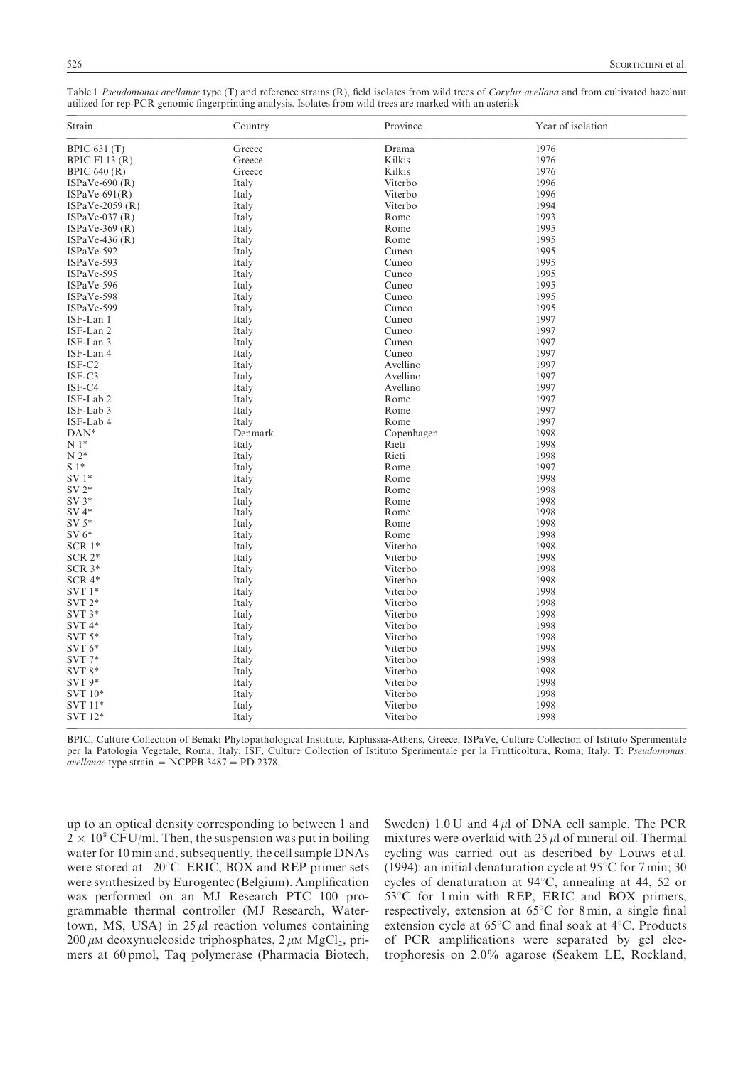Table 1 *Pseudomonas avellanae* type (T) and reference strains (R), field isolates from wild trees of *Corylus avellana* and from cultivated hazelnut utilized for rep-PCR genomic fingerprinting analysis. Isolates from wild trees are marked with an asterisk

| Strain | Country | Province | Year of isolation |
|---|---|---|---|
| BPIC 631 (T) | Greece | Drama | 1976 |
| BPIC Fl 13 (R) | Greece | Kilkis | 1976 |
| BPIC 640 (R) | Greece | Kilkis | 1976 |
| ISPaVe-690 (R) | Italy | Viterbo | 1996 |
| ISPaVe-691(R) | Italy | Viterbo | 1996 |
| ISPaVe-2059 (R) | Italy | Viterbo | 1994 |
| ISPaVe-037 (R) | Italy | Rome | 1993 |
| ISPaVe-369 (R) | Italy | Rome | 1995 |
| ISPaVe-436 (R) | Italy | Rome | 1995 |
| ISPaVe-592 | Italy | Cuneo | 1995 |
| ISPaVe-593 | Italy | Cuneo | 1995 |
| ISPaVe-595 | Italy | Cuneo | 1995 |
| ISPaVe-596 | Italy | Cuneo | 1995 |
| ISPaVe-598 | Italy | Cuneo | 1995 |
| ISPaVe-599 | Italy | Cuneo | 1995 |
| ISF-Lan 1 | Italy | Cuneo | 1997 |
| ISF-Lan 2 | Italy | Cuneo | 1997 |
| ISF-Lan 3 | Italy | Cuneo | 1997 |
| ISF-Lan 4 | Italy | Cuneo | 1997 |
| ISF-C2 | Italy | Avellino | 1997 |
| ISF-C3 | Italy | Avellino | 1997 |
| ISF-C4 | Italy | Avellino | 1997 |
| ISF-Lab 2 | Italy | Rome | 1997 |
| ISF-Lab 3 | Italy | Rome | 1997 |
| ISF-Lab 4 | Italy | Rome | 1997 |
| DAN* | Denmark | Copenhagen | 1998 |
| N 1* | Italy | Rieti | 1998 |
| N 2* | Italy | Rieti | 1998 |
| S 1* | Italy | Rome | 1997 |
| SV 1* | Italy | Rome | 1998 |
| SV 2* | Italy | Rome | 1998 |
| SV 3* | Italy | Rome | 1998 |
| SV 4* | Italy | Rome | 1998 |
| SV 5* | Italy | Rome | 1998 |
| SV 6* | Italy | Rome | 1998 |
| SCR 1* | Italy | Viterbo | 1998 |
| SCR 2* | Italy | Viterbo | 1998 |
| SCR 3* | Italy | Viterbo | 1998 |
| SCR 4* | Italy | Viterbo | 1998 |
| SVT 1* | Italy | Viterbo | 1998 |
| SVT 2* | Italy | Viterbo | 1998 |
| SVT 3* | Italy | Viterbo | 1998 |
| SVT 4* | Italy | Viterbo | 1998 |
| SVT 5* | Italy | Viterbo | 1998 |
| SVT 6* | Italy | Viterbo | 1998 |
| SVT 7* | Italy | Viterbo | 1998 |
| SVT 8* | Italy | Viterbo | 1998 |
| SVT 9* | Italy | Viterbo | 1998 |
| SVT 10* | Italy | Viterbo | 1998 |
| SVT 11* | Italy | Viterbo | 1998 |
| SVT 12* | Italy | Viterbo | 1998 |

BPIC, Culture Collection of Benaki Phytopathological Institute, Kiphissia-Athens, Greece; ISPaVe, Culture Collection of Istituto Sperimentale per la Patologia Vegetale, Roma, Italy; ISF, Culture Collection of Istituto Sperimentale per la Frutticoltura, Roma, Italy; T: *Pseudomonas. avellanae* type strain = NCPPB 3487 = PD 2378.

up to an optical density corresponding to between 1 and $2 \times 10^8$ CFU/ml. Then, the suspension was put in boiling water for 10 min and, subsequently, the cell sample DNAs were stored at –20°C. ERIC, BOX and REP primer sets were synthesized by Eurogentec (Belgium). Amplification was performed on an MJ Research PTC 100 programmable thermal controller (MJ Research, Watertown, MS, USA) in 25 $\mu$l reaction volumes containing 200 $\mu$M deoxynucleoside triphosphates, 2 $\mu$M $MgCl_2$, primers at 60 pmol, Taq polymerase (Pharmacia Biotech, Sweden) 1.0 U and 4 $\mu$l of DNA cell sample. The PCR mixtures were overlaid with 25 $\mu$l of mineral oil. Thermal cycling was carried out as described by Louws et al. (1994): an initial denaturation cycle at 95°C for 7 min; 30 cycles of denaturation at 94°C, annealing at 44, 52 or 53°C for 1 min with REP, ERIC and BOX primers, respectively, extension at 65°C for 8 min, a single final extension cycle at 65°C and final soak at 4°C. Products of PCR amplifications were separated by gel electrophoresis on 2.0% agarose (Seakem LE, Rockland,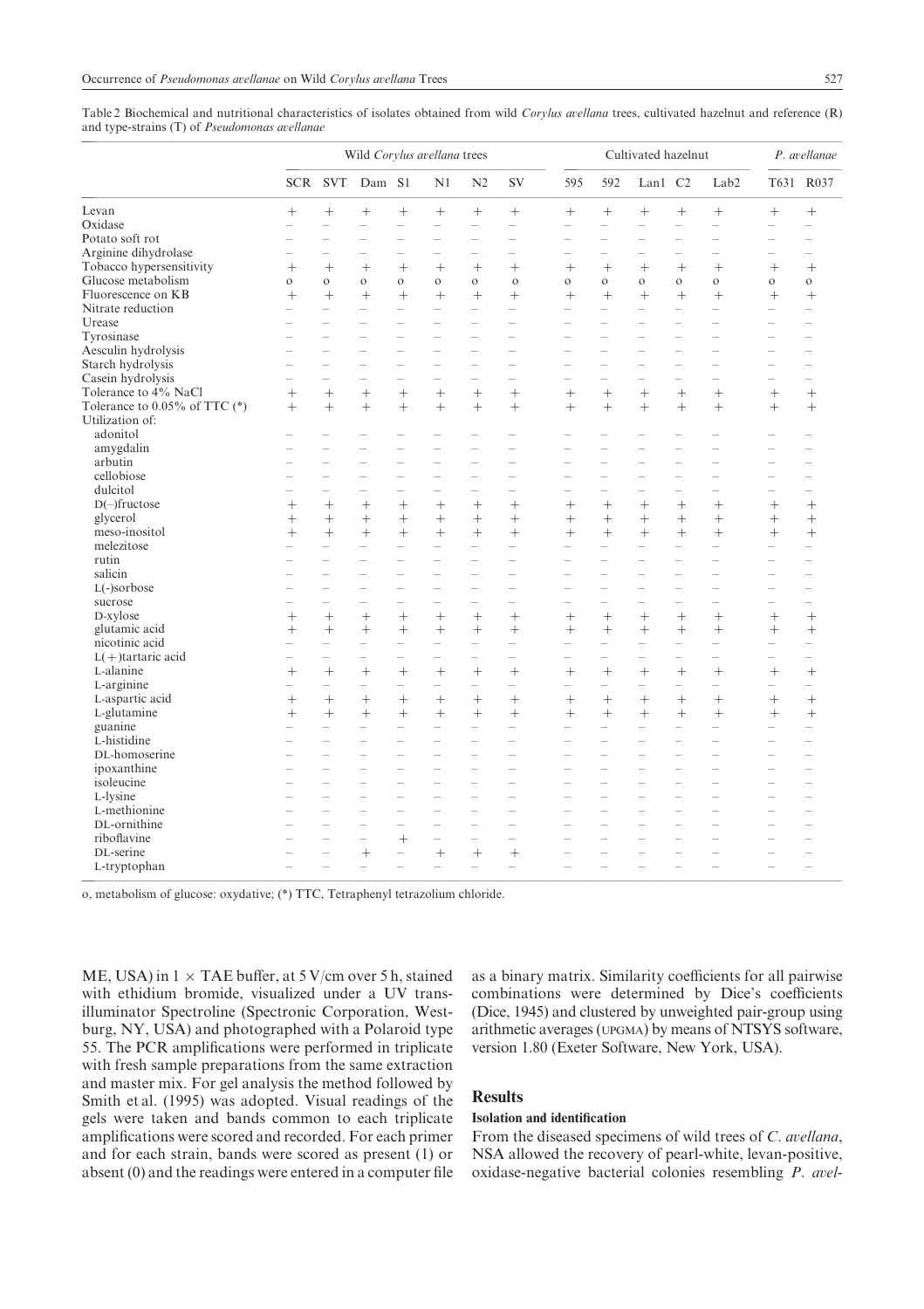Table 2 Biochemical and nutritional characteristics of isolates obtained from wild *Corylus avellana* trees, cultivated hazelnut and reference (R) and type-strains (T) of *Pseudomonas avellanae*

| | Wild *Corylus avellana* trees | | | | | | | Cultivated hazelnut | | | | | *P. avellanae* | |
|---|---|---|---|---|---|---|---|---|---|---|---|---|---|---|
| | SCR | SVT | Dam | S1 | N1 | N2 | SV | 595 | 592 | Lan1 | C2 | Lab2 | T631 | R037 |
| Levan | + | + | + | + | + | + | + | + | + | + | + | + | + | + |
| Oxidase | – | – | – | – | – | – | – | – | – | – | – | – | – | – |
| Potato soft rot | – | – | – | – | – | – | – | – | – | – | – | – | – | – |
| Arginine dihydrolase | – | – | – | – | – | – | – | – | – | – | – | – | – | – |
| Tobacco hypersensitivity | + | + | + | + | + | + | + | + | + | + | + | + | + | + |
| Glucose metabolism | o | o | o | o | o | o | o | o | o | o | o | o | o | o |
| Fluorescence on KB | + | + | + | + | + | + | + | + | + | + | + | + | + | + |
| Nitrate reduction | – | – | – | – | – | – | – | – | – | – | – | – | – | – |
| Urease | – | – | – | – | – | – | – | – | – | – | – | – | – | – |
| Tyrosinase | – | – | – | – | – | – | – | – | – | – | – | – | – | – |
| Aesculin hydrolysis | – | – | – | – | – | – | – | – | – | – | – | – | – | – |
| Starch hydrolysis | – | – | – | – | – | – | – | – | – | – | – | – | – | – |
| Casein hydrolysis | – | – | – | – | – | – | – | – | – | – | – | – | – | – |
| Tolerance to 4% NaCl | + | + | + | + | + | + | + | + | + | + | + | + | + | + |
| Tolerance to 0.05% of TTC (*) | + | + | + | + | + | + | + | + | + | + | + | + | + | + |
| Utilization of: | | | | | | | | | | | | | | |
| adonitol | – | – | – | – | – | – | – | – | – | – | – | – | – | – |
| amygdalin | – | – | – | – | – | – | – | – | – | – | – | – | – | – |
| arbutin | – | – | – | – | – | – | – | – | – | – | – | – | – | – |
| cellobiose | – | – | – | – | – | – | – | – | – | – | – | – | – | – |
| dulcitol | – | – | – | – | – | – | – | – | – | – | – | – | – | – |
| D(–)fructose | + | + | + | + | + | + | + | + | + | + | + | + | + | + |
| glycerol | + | + | + | + | + | + | + | + | + | + | + | + | + | + |
| meso-inositol | + | + | + | + | + | + | + | + | + | + | + | + | + | + |
| melezitose | – | – | – | – | – | – | – | – | – | – | – | – | – | – |
| rutin | – | – | – | – | – | – | – | – | – | – | – | – | – | – |
| salicin | – | – | – | – | – | – | – | – | – | – | – | – | – | – |
| L(-)sorbose | – | – | – | – | – | – | – | – | – | – | – | – | – | – |
| sucrose | – | – | – | – | – | – | – | – | – | – | – | – | – | – |
| D-xylose | + | + | + | + | + | + | + | + | + | + | + | + | + | + |
| glutamic acid | + | + | + | + | + | + | + | + | + | + | + | + | + | + |
| nicotinic acid | – | – | – | – | – | – | – | – | – | – | – | – | – | – |
| L(+)tartaric acid | – | – | – | – | – | – | – | – | – | – | – | – | – | – |
| L-alanine | + | + | + | + | + | + | + | + | + | + | + | + | + | + |
| L-arginine | – | – | – | – | – | – | – | – | – | – | – | – | – | – |
| L-aspartic acid | + | + | + | + | + | + | + | + | + | + | + | + | + | + |
| L-glutamine | + | + | + | + | + | + | + | + | + | + | + | + | + | + |
| guanine | – | – | – | – | – | – | – | – | – | – | – | – | – | – |
| L-histidine | – | – | – | – | – | – | – | – | – | – | – | – | – | – |
| DL-homoserine | – | – | – | – | – | – | – | – | – | – | – | – | – | – |
| ipoxanthine | – | – | – | – | – | – | – | – | – | – | – | – | – | – |
| isoleucine | – | – | – | – | – | – | – | – | – | – | – | – | – | – |
| L-lysine | – | – | – | – | – | – | – | – | – | – | – | – | – | – |
| L-methionine | – | – | – | – | – | – | – | – | – | – | – | – | – | – |
| DL-ornithine | – | – | – | – | – | – | – | – | – | – | – | – | – | – |
| riboflavine | – | – | – | + | – | – | – | – | – | – | – | – | – | – |
| DL-serine | – | – | + | – | + | + | + | – | – | – | – | – | – | – |
| L-tryptophan | – | – | – | – | – | – | – | – | – | – | – | – | – | – |

o, metabolism of glucose: oxydative; (*) TTC, Tetraphenyl tetrazolium chloride.

ME, USA) in 1 × TAE buffer, at 5 V/cm over 5 h, stained with ethidium bromide, visualized under a UV transilluminator Spectroline (Spectronic Corporation, Westburg, NY, USA) and photographed with a Polaroid type 55. The PCR amplifications were performed in triplicate with fresh sample preparations from the same extraction and master mix. For gel analysis the method followed by Smith et al. (1995) was adopted. Visual readings of the gels were taken and bands common to each triplicate amplifications were scored and recorded. For each primer and for each strain, bands were scored as present (1) or absent (0) and the readings were entered in a computer file as a binary matrix. Similarity coefficients for all pairwise combinations were determined by Dice's coefficients (Dice, 1945) and clustered by unweighted pair-group using arithmetic averages (UPGMA) by means of NTSYS software, version 1.80 (Exeter Software, New York, USA).

## Results

### Isolation and identification

From the diseased specimens of wild trees of *C. avellana*, NSA allowed the recovery of pearl-white, levan-positive, oxidase-negative bacterial colonies resembling *P. avel-*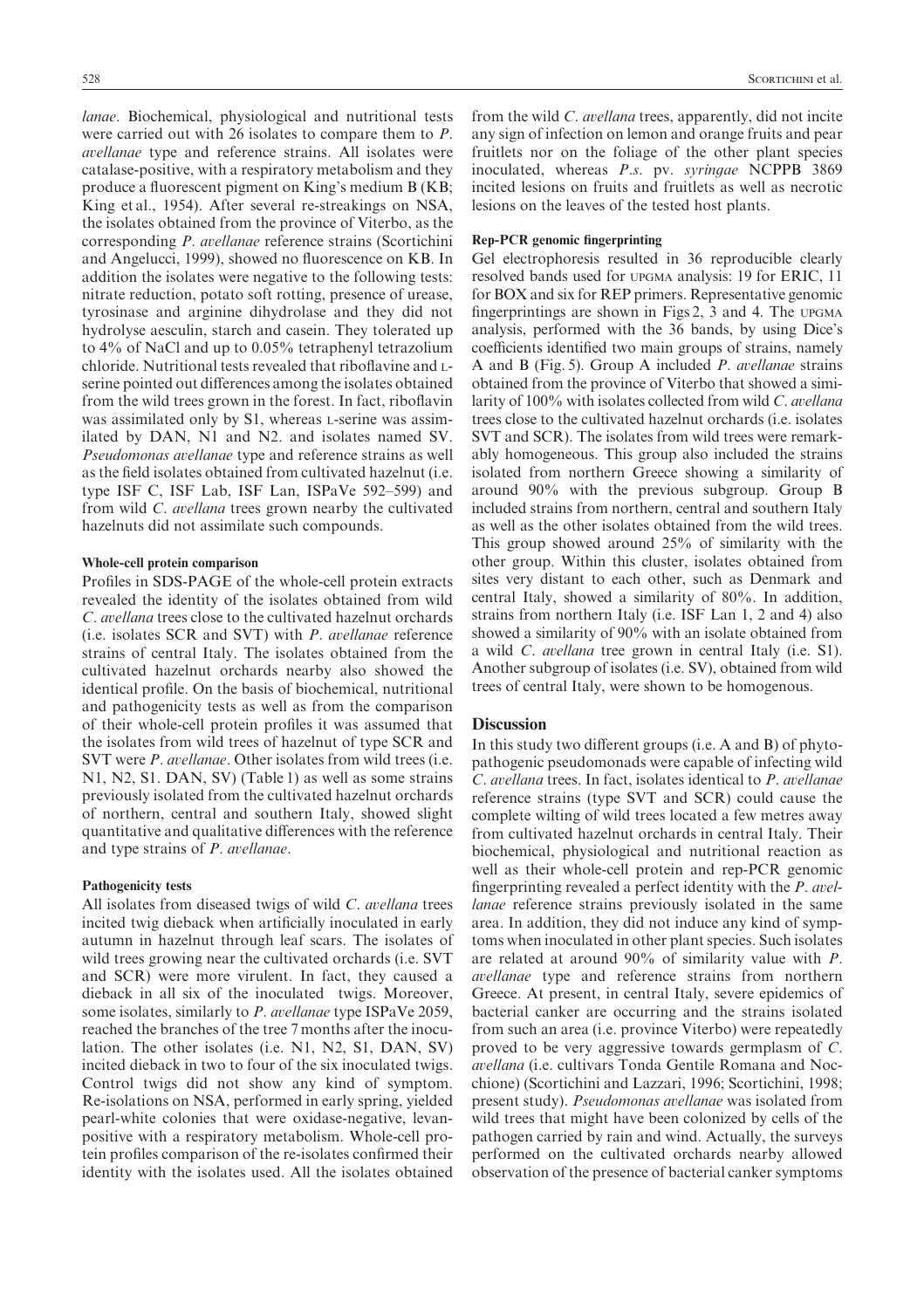*lanae*. Biochemical, physiological and nutritional tests were carried out with 26 isolates to compare them to *P. avellanae* type and reference strains. All isolates were catalase-positive, with a respiratory metabolism and they produce a fluorescent pigment on King's medium B (KB; King et al., 1954). After several re-streakings on NSA, the isolates obtained from the province of Viterbo, as the corresponding *P. avellanae* reference strains (Scortichini and Angelucci, 1999), showed no fluorescence on KB. In addition the isolates were negative to the following tests: nitrate reduction, potato soft rotting, presence of urease, tyrosinase and arginine dihydrolase and they did not hydrolyse aesculin, starch and casein. They tolerated up to 4% of NaCl and up to 0.05% tetraphenyl tetrazolium chloride. Nutritional tests revealed that riboflavine and L-serine pointed out differences among the isolates obtained from the wild trees grown in the forest. In fact, riboflavin was assimilated only by S1, whereas L-serine was assimilated by DAN, N1 and N2. and isolates named SV. *Pseudomonas avellanae* type and reference strains as well as the field isolates obtained from cultivated hazelnut (i.e. type ISF C, ISF Lab, ISF Lan, ISPaVe 592–599) and from wild *C. avellana* trees grown nearby the cultivated hazelnuts did not assimilate such compounds.

### Whole-cell protein comparison

Profiles in SDS-PAGE of the whole-cell protein extracts revealed the identity of the isolates obtained from wild *C. avellana* trees close to the cultivated hazelnut orchards (i.e. isolates SCR and SVT) with *P. avellanae* reference strains of central Italy. The isolates obtained from the cultivated hazelnut orchards nearby also showed the identical profile. On the basis of biochemical, nutritional and pathogenicity tests as well as from the comparison of their whole-cell protein profiles it was assumed that the isolates from wild trees of hazelnut of type SCR and SVT were *P. avellanae*. Other isolates from wild trees (i.e. N1, N2, S1. DAN, SV) (Table 1) as well as some strains previously isolated from the cultivated hazelnut orchards of northern, central and southern Italy, showed slight quantitative and qualitative differences with the reference and type strains of *P. avellanae*.

### Pathogenicity tests

All isolates from diseased twigs of wild *C. avellana* trees incited twig dieback when artificially inoculated in early autumn in hazelnut through leaf scars. The isolates of wild trees growing near the cultivated orchards (i.e. SVT and SCR) were more virulent. In fact, they caused a dieback in all six of the inoculated twigs. Moreover, some isolates, similarly to *P. avellanae* type ISPaVe 2059, reached the branches of the tree 7 months after the inoculation. The other isolates (i.e. N1, N2, S1, DAN, SV) incited dieback in two to four of the six inoculated twigs. Control twigs did not show any kind of symptom. Re-isolations on NSA, performed in early spring, yielded pearl-white colonies that were oxidase-negative, levan-positive with a respiratory metabolism. Whole-cell protein profiles comparison of the re-isolates confirmed their identity with the isolates used. All the isolates obtained from the wild *C. avellana* trees, apparently, did not incite any sign of infection on lemon and orange fruits and pear fruitlets nor on the foliage of the other plant species inoculated, whereas *P.s.* pv. *syringae* NCPPB 3869 incited lesions on fruits and fruitlets as well as necrotic lesions on the leaves of the tested host plants.

### Rep-PCR genomic fingerprinting

Gel electrophoresis resulted in 36 reproducible clearly resolved bands used for UPGMA analysis: 19 for ERIC, 11 for BOX and six for REP primers. Representative genomic fingerprintings are shown in Figs 2, 3 and 4. The UPGMA analysis, performed with the 36 bands, by using Dice's coefficients identified two main groups of strains, namely A and B (Fig. 5). Group A included *P. avellanae* strains obtained from the province of Viterbo that showed a similarity of 100% with isolates collected from wild *C. avellana* trees close to the cultivated hazelnut orchards (i.e. isolates SVT and SCR). The isolates from wild trees were remarkably homogeneous. This group also included the strains isolated from northern Greece showing a similarity of around 90% with the previous subgroup. Group B included strains from northern, central and southern Italy as well as the other isolates obtained from the wild trees. This group showed around 25% of similarity with the other group. Within this cluster, isolates obtained from sites very distant to each other, such as Denmark and central Italy, showed a similarity of 80%. In addition, strains from northern Italy (i.e. ISF Lan 1, 2 and 4) also showed a similarity of 90% with an isolate obtained from a wild *C. avellana* tree grown in central Italy (i.e. S1). Another subgroup of isolates (i.e. SV), obtained from wild trees of central Italy, were shown to be homogenous.

## Discussion

In this study two different groups (i.e. A and B) of phytopathogenic pseudomonads were capable of infecting wild *C. avellana* trees. In fact, isolates identical to *P. avellanae* reference strains (type SVT and SCR) could cause the complete wilting of wild trees located a few metres away from cultivated hazelnut orchards in central Italy. Their biochemical, physiological and nutritional reaction as well as their whole-cell protein and rep-PCR genomic fingerprinting revealed a perfect identity with the *P. avellanae* reference strains previously isolated in the same area. In addition, they did not induce any kind of symptoms when inoculated in other plant species. Such isolates are related at around 90% of similarity value with *P. avellanae* type and reference strains from northern Greece. At present, in central Italy, severe epidemics of bacterial canker are occurring and the strains isolated from such an area (i.e. province Viterbo) were repeatedly proved to be very aggressive towards germplasm of *C. avellana* (i.e. cultivars Tonda Gentile Romana and Nocchione) (Scortichini and Lazzari, 1996; Scortichini, 1998; present study). *Pseudomonas avellanae* was isolated from wild trees that might have been colonized by cells of the pathogen carried by rain and wind. Actually, the surveys performed on the cultivated orchards nearby allowed observation of the presence of bacterial canker symptoms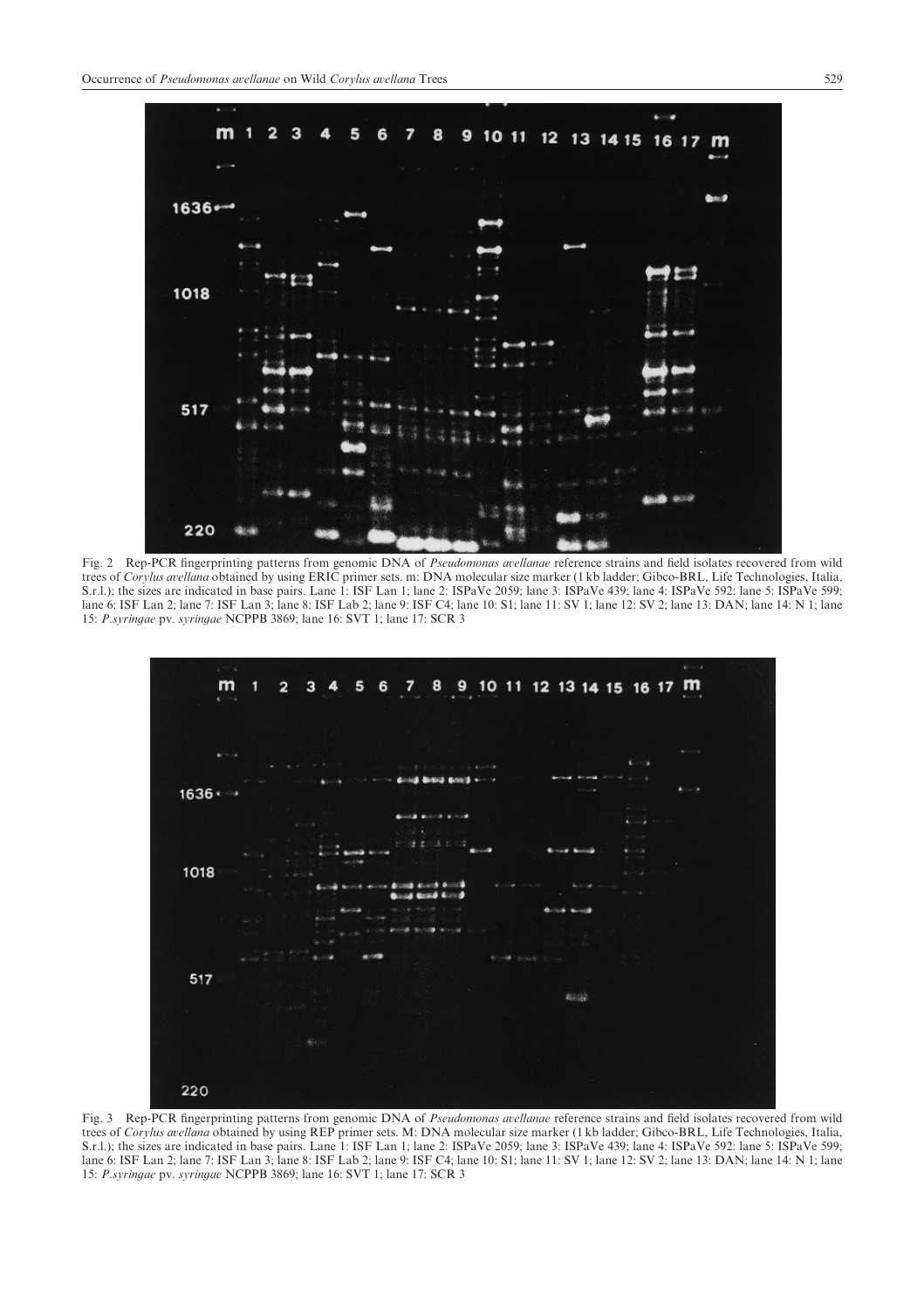Fig. 2 Rep-PCR fingerprinting patterns from genomic DNA of *Pseudomonas avellanae* reference strains and field isolates recovered from wild trees of *Corylus avellana* obtained by using ERIC primer sets. m: DNA molecular size marker (1 kb ladder; Gibco-BRL, Life Technologies, Italia, S.r.l.); the sizes are indicated in base pairs. Lane 1: ISF Lan 1; lane 2: ISPaVe 2059; lane 3: ISPaVe 439; lane 4: ISPaVe 592: lane 5: ISPaVe 599; lane 6: ISF Lan 2; lane 7: ISF Lan 3; lane 8: ISF Lab 2; lane 9: ISF C4; lane 10: S1; lane 11: SV 1; lane 12: SV 2; lane 13: DAN; lane 14: N 1; lane 15: *P.syringae* pv. *syringae* NCPPB 3869; lane 16: SVT 1; lane 17: SCR 3

Fig. 3 Rep-PCR fingerprinting patterns from genomic DNA of *Pseudomonas avellanae* reference strains and field isolates recovered from wild trees of *Corylus avellana* obtained by using REP primer sets. M: DNA molecular size marker (1 kb ladder; Gibco-BRL, Life Technologies, Italia, S.r.l.); the sizes are indicated in base pairs. Lane 1: ISF Lan 1; lane 2: ISPaVe 2059; lane 3: ISPaVe 439; lane 4: ISPaVe 592: lane 5: ISPaVe 599; lane 6: ISF Lan 2; lane 7: ISF Lan 3; lane 8: ISF Lab 2; lane 9: ISF C4; lane 10: S1; lane 11: SV 1; lane 12: SV 2; lane 13: DAN; lane 14: N 1; lane 15: *P.syringae* pv. *syringae* NCPPB 3869; lane 16: SVT 1; lane 17: SCR 3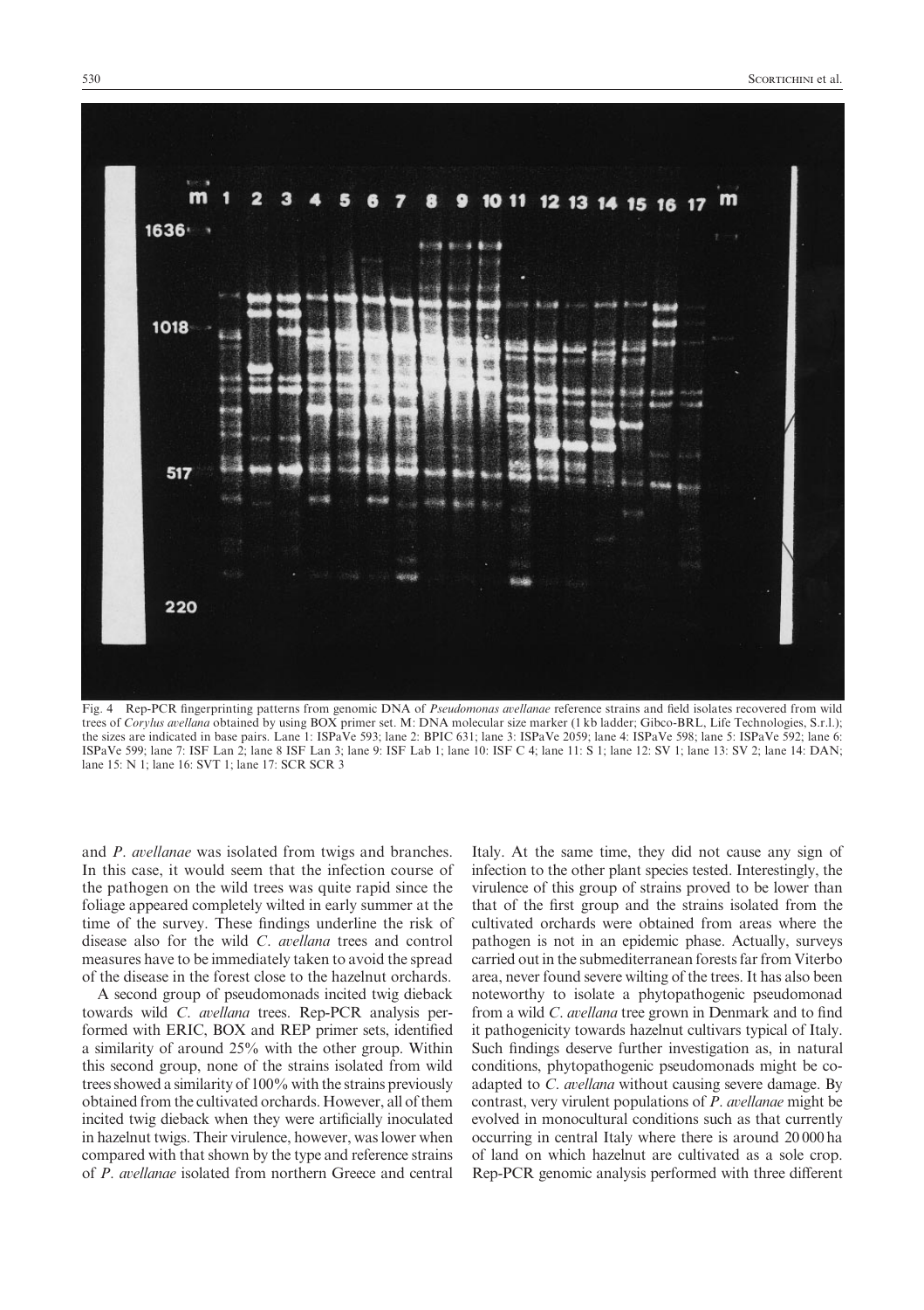Fig. 4 Rep-PCR fingerprinting patterns from genomic DNA of *Pseudomonas avellanae* reference strains and field isolates recovered from wild trees of *Corylus avellana* obtained by using BOX primer set. M: DNA molecular size marker (1 kb ladder; Gibco-BRL, Life Technologies, S.r.l.); the sizes are indicated in base pairs. Lane 1: ISPaVe 593; lane 2: BPIC 631; lane 3: ISPaVe 2059; lane 4: ISPaVe 598; lane 5: ISPaVe 592; lane 6: ISPaVe 599; lane 7: ISF Lan 2; lane 8 ISF Lan 3; lane 9: ISF Lab 1; lane 10: ISF C 4; lane 11: S 1; lane 12: SV 1; lane 13: SV 2; lane 14: DAN; lane 15: N 1; lane 16: SVT 1; lane 17: SCR SCR 3

and *P. avellanae* was isolated from twigs and branches. In this case, it would seem that the infection course of the pathogen on the wild trees was quite rapid since the foliage appeared completely wilted in early summer at the time of the survey. These findings underline the risk of disease also for the wild *C. avellana* trees and control measures have to be immediately taken to avoid the spread of the disease in the forest close to the hazelnut orchards.

A second group of pseudomonads incited twig dieback towards wild *C. avellana* trees. Rep-PCR analysis performed with ERIC, BOX and REP primer sets, identified a similarity of around 25% with the other group. Within this second group, none of the strains isolated from wild trees showed a similarity of 100% with the strains previously obtained from the cultivated orchards. However, all of them incited twig dieback when they were artificially inoculated in hazelnut twigs. Their virulence, however, was lower when compared with that shown by the type and reference strains of *P. avellanae* isolated from northern Greece and central Italy. At the same time, they did not cause any sign of infection to the other plant species tested. Interestingly, the virulence of this group of strains proved to be lower than that of the first group and the strains isolated from the cultivated orchards were obtained from areas where the pathogen is not in an epidemic phase. Actually, surveys carried out in the submediterranean forests far from Viterbo area, never found severe wilting of the trees. It has also been noteworthy to isolate a phytopathogenic pseudomonad from a wild *C. avellana* tree grown in Denmark and to find it pathogenicity towards hazelnut cultivars typical of Italy. Such findings deserve further investigation as, in natural conditions, phytopathogenic pseudomonads might be co-adapted to *C. avellana* without causing severe damage. By contrast, very virulent populations of *P. avellanae* might be evolved in monocultural conditions such as that currently occurring in central Italy where there is around 20 000 ha of land on which hazelnut are cultivated as a sole crop. Rep-PCR genomic analysis performed with three different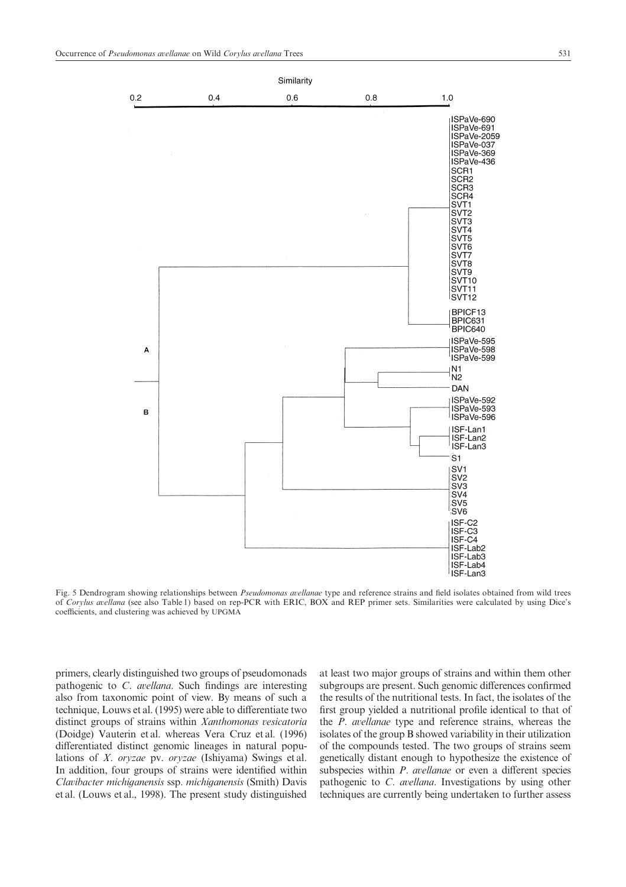Fig. 5 Dendrogram showing relationships between *Pseudomonas avellanae* type and reference strains and field isolates obtained from wild trees of *Corylus avellana* (see also Table 1) based on rep-PCR with ERIC, BOX and REP primer sets. Similarities were calculated by using Dice's coefficients, and clustering was achieved by UPGMA

primers, clearly distinguished two groups of pseudomonads pathogenic to *C. avellana*. Such findings are interesting also from taxonomic point of view. By means of such a technique, Louws et al. (1995) were able to differentiate two distinct groups of strains within *Xanthomonas vesicatoria* (Doidge) Vauterin et al. whereas Vera Cruz et al. (1996) differentiated distinct genomic lineages in natural populations of *X. oryzae* pv. *oryzae* (Ishiyama) Swings et al. In addition, four groups of strains were identified within *Clavibacter michiganensis* ssp. *michiganensis* (Smith) Davis et al. (Louws et al., 1998). The present study distinguished at least two major groups of strains and within them other subgroups are present. Such genomic differences confirmed the results of the nutritional tests. In fact, the isolates of the first group yielded a nutritional profile identical to that of the *P. avellanae* type and reference strains, whereas the isolates of the group B showed variability in their utilization of the compounds tested. The two groups of strains seem genetically distant enough to hypothesize the existence of subspecies within *P. avellanae* or even a different species pathogenic to *C. avellana*. Investigations by using other techniques are currently being undertaken to further assess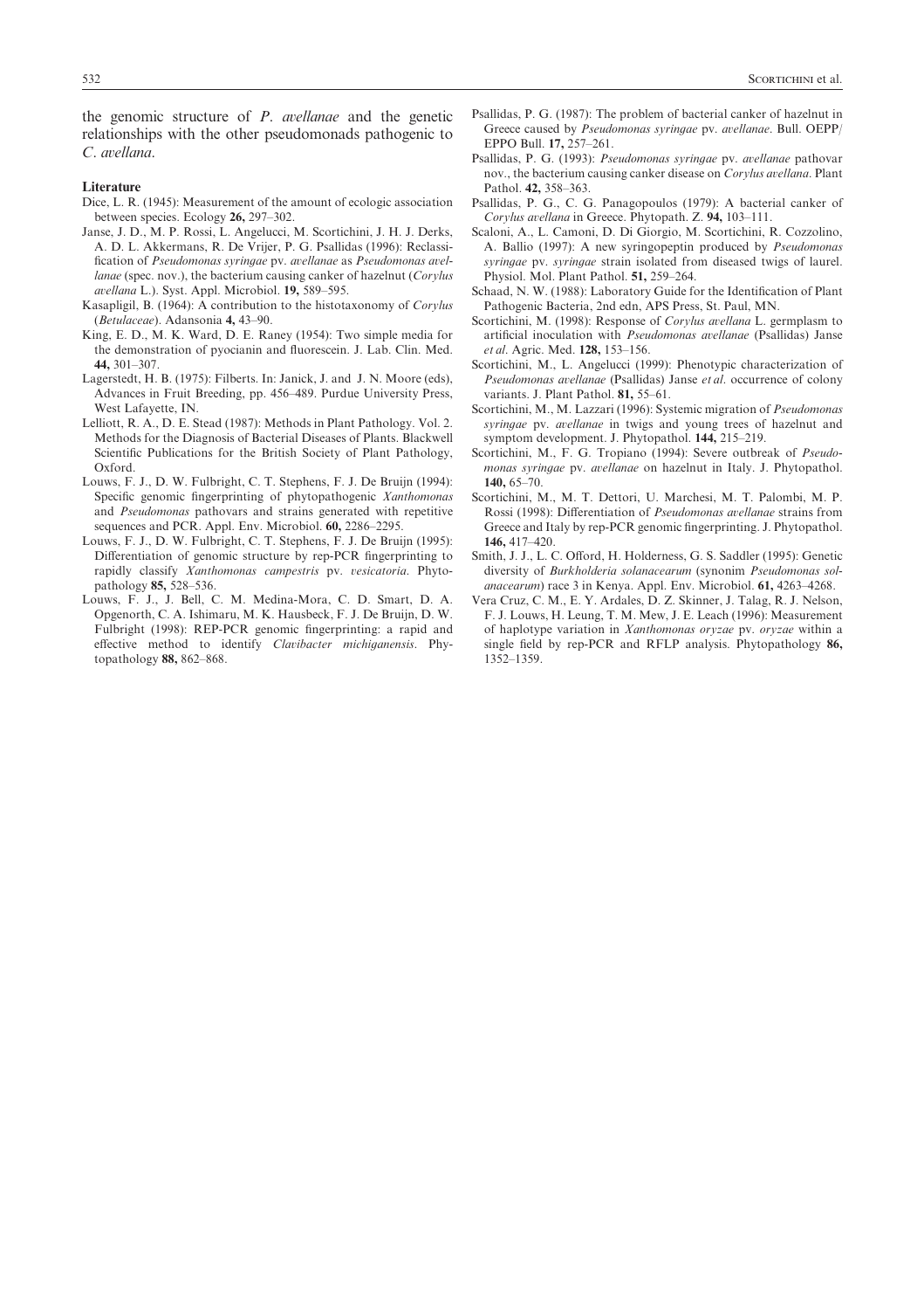the genomic structure of *P. avellanae* and the genetic relationships with the other pseudomonads pathogenic to *C. avellana*.

## Literature

Dice, L. R. (1945): Measurement of the amount of ecologic association between species. Ecology **26,** 297–302.

Janse, J. D., M. P. Rossi, L. Angelucci, M. Scortichini, J. H. J. Derks, A. D. L. Akkermans, R. De Vrijer, P. G. Psallidas (1996): Reclassification of *Pseudomonas syringae* pv. *avellanae* as *Pseudomonas avellanae* (spec. nov.), the bacterium causing canker of hazelnut (*Corylus avellana* L.). Syst. Appl. Microbiol. **19,** 589–595.

Kasapligil, B. (1964): A contribution to the histotaxonomy of *Corylus* (*Betulaceae*). Adansonia **4,** 43–90.

King, E. D., M. K. Ward, D. E. Raney (1954): Two simple media for the demonstration of pyocianin and fluorescein. J. Lab. Clin. Med. **44,** 301–307.

Lagerstedt, H. B. (1975): Filberts. In: Janick, J. and J. N. Moore (eds), Advances in Fruit Breeding, pp. 456–489. Purdue University Press, West Lafayette, IN.

Lelliott, R. A., D. E. Stead (1987): Methods in Plant Pathology. Vol. 2. Methods for the Diagnosis of Bacterial Diseases of Plants. Blackwell Scientific Publications for the British Society of Plant Pathology, Oxford.

Louws, F. J., D. W. Fulbright, C. T. Stephens, F. J. De Bruijn (1994): Specific genomic fingerprinting of phytopathogenic *Xanthomonas* and *Pseudomonas* pathovars and strains generated with repetitive sequences and PCR. Appl. Env. Microbiol. **60,** 2286–2295.

Louws, F. J., D. W. Fulbright, C. T. Stephens, F. J. De Bruijn (1995): Differentiation of genomic structure by rep-PCR fingerprinting to rapidly classify *Xanthomonas campestris* pv. *vesicatoria*. Phytopathology **85,** 528–536.

Louws, F. J., J. Bell, C. M. Medina-Mora, C. D. Smart, D. A. Opgenorth, C. A. Ishimaru, M. K. Hausbeck, F. J. De Bruijn, D. W. Fulbright (1998): REP-PCR genomic fingerprinting: a rapid and effective method to identify *Clavibacter michiganensis*. Phytopathology **88,** 862–868.

Psallidas, P. G. (1987): The problem of bacterial canker of hazelnut in Greece caused by *Pseudomonas syringae* pv. *avellanae*. Bull. OEPP/EPPO Bull. **17,** 257–261.

Psallidas, P. G. (1993): *Pseudomonas syringae* pv. *avellanae* pathovar nov., the bacterium causing canker disease on *Corylus avellana*. Plant Pathol. **42,** 358–363.

Psallidas, P. G., C. G. Panagopoulos (1979): A bacterial canker of *Corylus avellana* in Greece. Phytopath. Z. **94,** 103–111.

Scaloni, A., L. Camoni, D. Di Giorgio, M. Scortichini, R. Cozzolino, A. Ballio (1997): A new syringopeptin produced by *Pseudomonas syringae* pv. *syringae* strain isolated from diseased twigs of laurel. Physiol. Mol. Plant Pathol. **51,** 259–264.

Schaad, N. W. (1988): Laboratory Guide for the Identification of Plant Pathogenic Bacteria, 2nd edn, APS Press, St. Paul, MN.

Scortichini, M. (1998): Response of *Corylus avellana* L. germplasm to artificial inoculation with *Pseudomonas avellanae* (Psallidas) Janse *et al*. Agric. Med. **128,** 153–156.

Scortichini, M., L. Angelucci (1999): Phenotypic characterization of *Pseudomonas avellanae* (Psallidas) Janse *et al*. occurrence of colony variants. J. Plant Pathol. **81,** 55–61.

Scortichini, M., M. Lazzari (1996): Systemic migration of *Pseudomonas syringae* pv. *avellanae* in twigs and young trees of hazelnut and symptom development. J. Phytopathol. **144,** 215–219.

Scortichini, M., F. G. Tropiano (1994): Severe outbreak of *Pseudomonas syringae* pv. *avellanae* on hazelnut in Italy. J. Phytopathol. **140,** 65–70.

Scortichini, M., M. T. Dettori, U. Marchesi, M. T. Palombi, M. P. Rossi (1998): Differentiation of *Pseudomonas avellanae* strains from Greece and Italy by rep-PCR genomic fingerprinting. J. Phytopathol. **146,** 417–420.

Smith, J. J., L. C. Offord, H. Holderness, G. S. Saddler (1995): Genetic diversity of *Burkholderia solanacearum* (synonim *Pseudomonas solanacearum*) race 3 in Kenya. Appl. Env. Microbiol. **61,** 4263–4268.

Vera Cruz, C. M., E. Y. Ardales, D. Z. Skinner, J. Talag, R. J. Nelson, F. J. Louws, H. Leung, T. M. Mew, J. E. Leach (1996): Measurement of haplotype variation in *Xanthomonas oryzae* pv. *oryzae* within a single field by rep-PCR and RFLP analysis. Phytopathology **86,** 1352–1359.